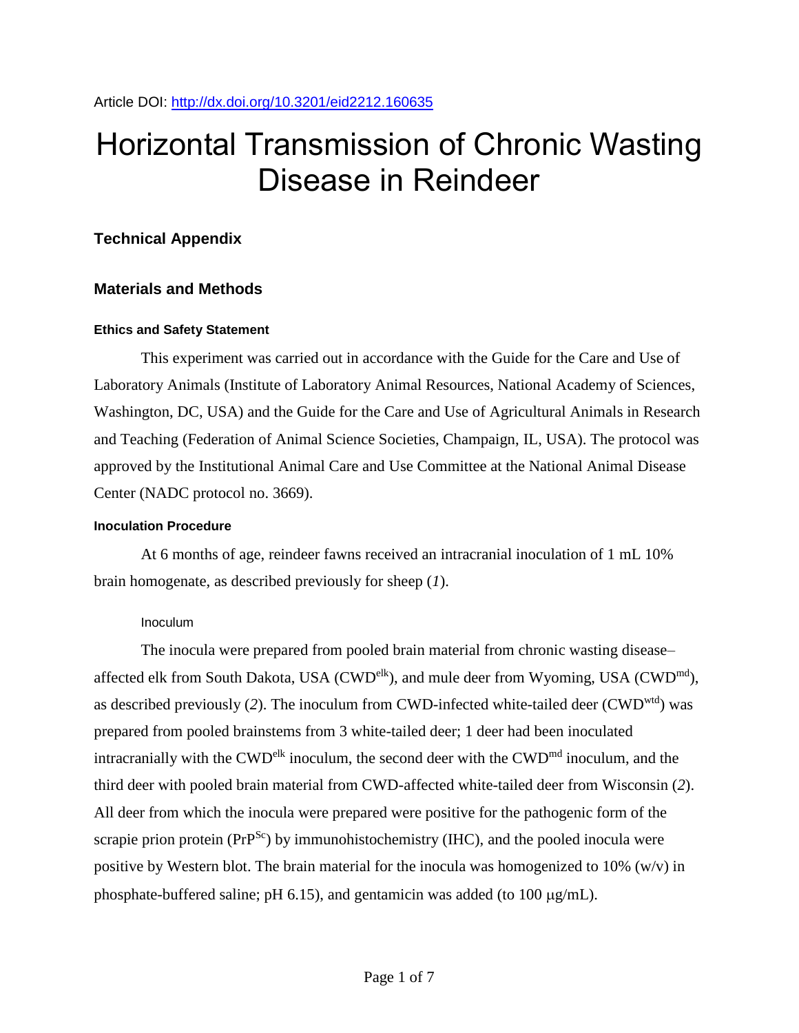Article DOI: http://dx.doi.org/10.3201/eid2212.160635

# Horizontal Transmission of Chronic Wasting Disease in Reindeer

## Technical Appendix

## Materials and Methods

### Ethics and Safety Statement

This experiment was carried out in accordance with the Guide for the Care and Use of Laboratory Animals (Institute of Laboratory Animal Resources, National Academy of Sciences, Washington, DC, USA) and the Guide for the Care and Use of Agricultural Animals in Research and Teaching (Federation of Animal Science Societies, Champaign, IL, USA). The protocol was approved by the Institutional Animal Care and Use Committee at the National Animal Disease Center (NADC protocol no. 3669).

### Inoculation Procedure

At 6 months of age, reindeer fawns received an intracranial inoculation of 1 mL 10% brain homogenate, as described previously for sheep (*1*).

#### Inoculum

The inocula were prepared from pooled brain material from chronic wasting disease–affected elk from South Dakota, USA ($CWD^{elk}$), and mule deer from Wyoming, USA ($CWD^{md}$), as described previously (*2*). The inoculum from CWD-infected white-tailed deer ($CWD^{wtd}$) was prepared from pooled brainstems from 3 white-tailed deer; 1 deer had been inoculated intracranially with the $CWD^{elk}$ inoculum, the second deer with the $CWD^{md}$ inoculum, and the third deer with pooled brain material from CWD-affected white-tailed deer from Wisconsin (*2*). All deer from which the inocula were prepared were positive for the pathogenic form of the scrapie prion protein ($PrP^{Sc}$) by immunohistochemistry (IHC), and the pooled inocula were positive by Western blot. The brain material for the inocula was homogenized to 10% (w/v) in phosphate-buffered saline; pH 6.15), and gentamicin was added (to 100 μg/mL).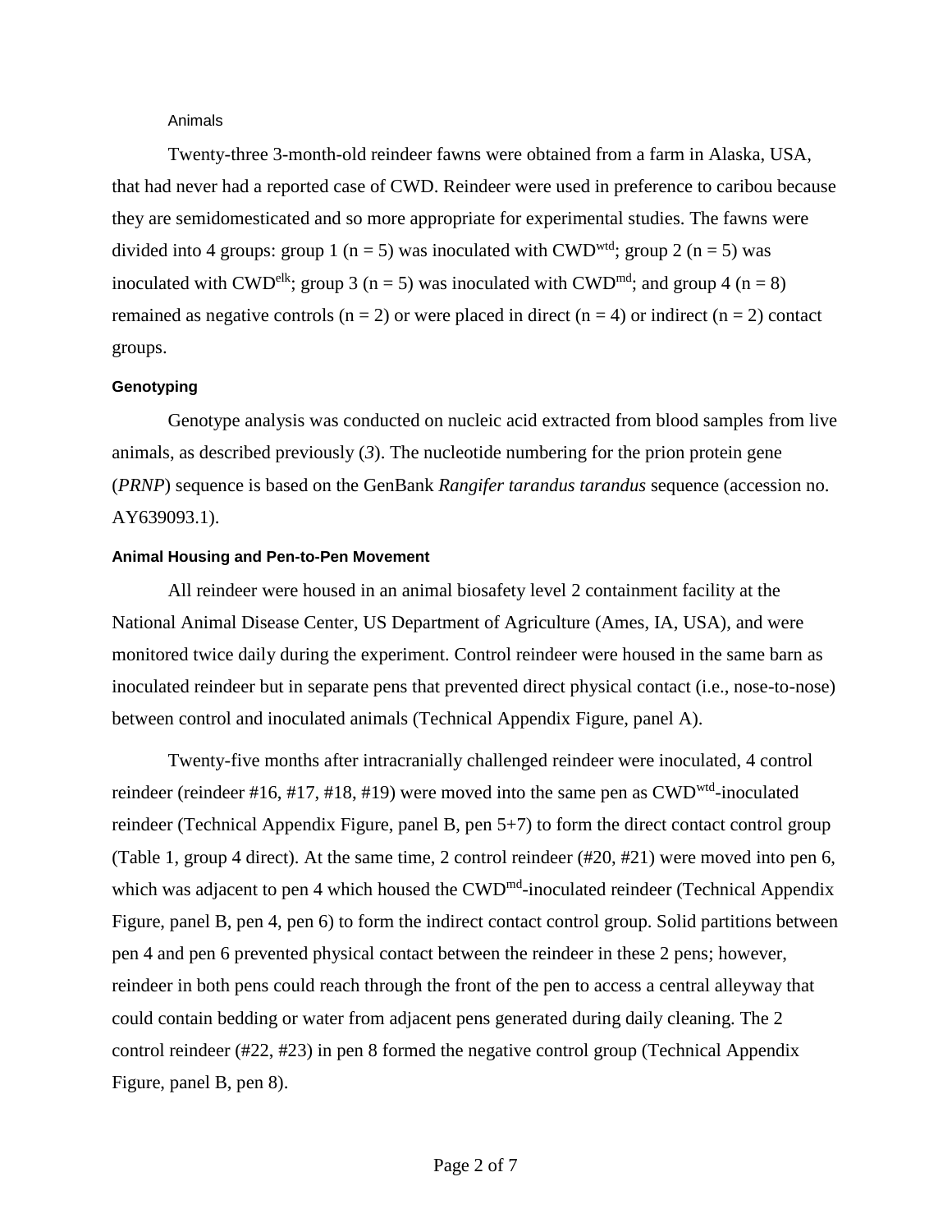### Animals

Twenty-three 3-month-old reindeer fawns were obtained from a farm in Alaska, USA, that had never had a reported case of CWD. Reindeer were used in preference to caribou because they are semidomesticated and so more appropriate for experimental studies. The fawns were divided into 4 groups: group 1 (n = 5) was inoculated with $CWD^{wtd}$; group 2 (n = 5) was inoculated with $CWD^{elk}$; group 3 (n = 5) was inoculated with $CWD^{md}$; and group 4 (n = 8) remained as negative controls (n = 2) or were placed in direct (n = 4) or indirect (n = 2) contact groups.

### Genotyping

Genotype analysis was conducted on nucleic acid extracted from blood samples from live animals, as described previously (*3*). The nucleotide numbering for the prion protein gene (*PRNP*) sequence is based on the GenBank *Rangifer tarandus tarandus* sequence (accession no. AY639093.1).

### Animal Housing and Pen-to-Pen Movement

All reindeer were housed in an animal biosafety level 2 containment facility at the National Animal Disease Center, US Department of Agriculture (Ames, IA, USA), and were monitored twice daily during the experiment. Control reindeer were housed in the same barn as inoculated reindeer but in separate pens that prevented direct physical contact (i.e., nose-to-nose) between control and inoculated animals (Technical Appendix Figure, panel A).

Twenty-five months after intracranially challenged reindeer were inoculated, 4 control reindeer (reindeer #16, #17, #18, #19) were moved into the same pen as $CWD^{wtd}$-inoculated reindeer (Technical Appendix Figure, panel B, pen 5+7) to form the direct contact control group (Table 1, group 4 direct). At the same time, 2 control reindeer (#20, #21) were moved into pen 6, which was adjacent to pen 4 which housed the $CWD^{md}$-inoculated reindeer (Technical Appendix Figure, panel B, pen 4, pen 6) to form the indirect contact control group. Solid partitions between pen 4 and pen 6 prevented physical contact between the reindeer in these 2 pens; however, reindeer in both pens could reach through the front of the pen to access a central alleyway that could contain bedding or water from adjacent pens generated during daily cleaning. The 2 control reindeer (#22, #23) in pen 8 formed the negative control group (Technical Appendix Figure, panel B, pen 8).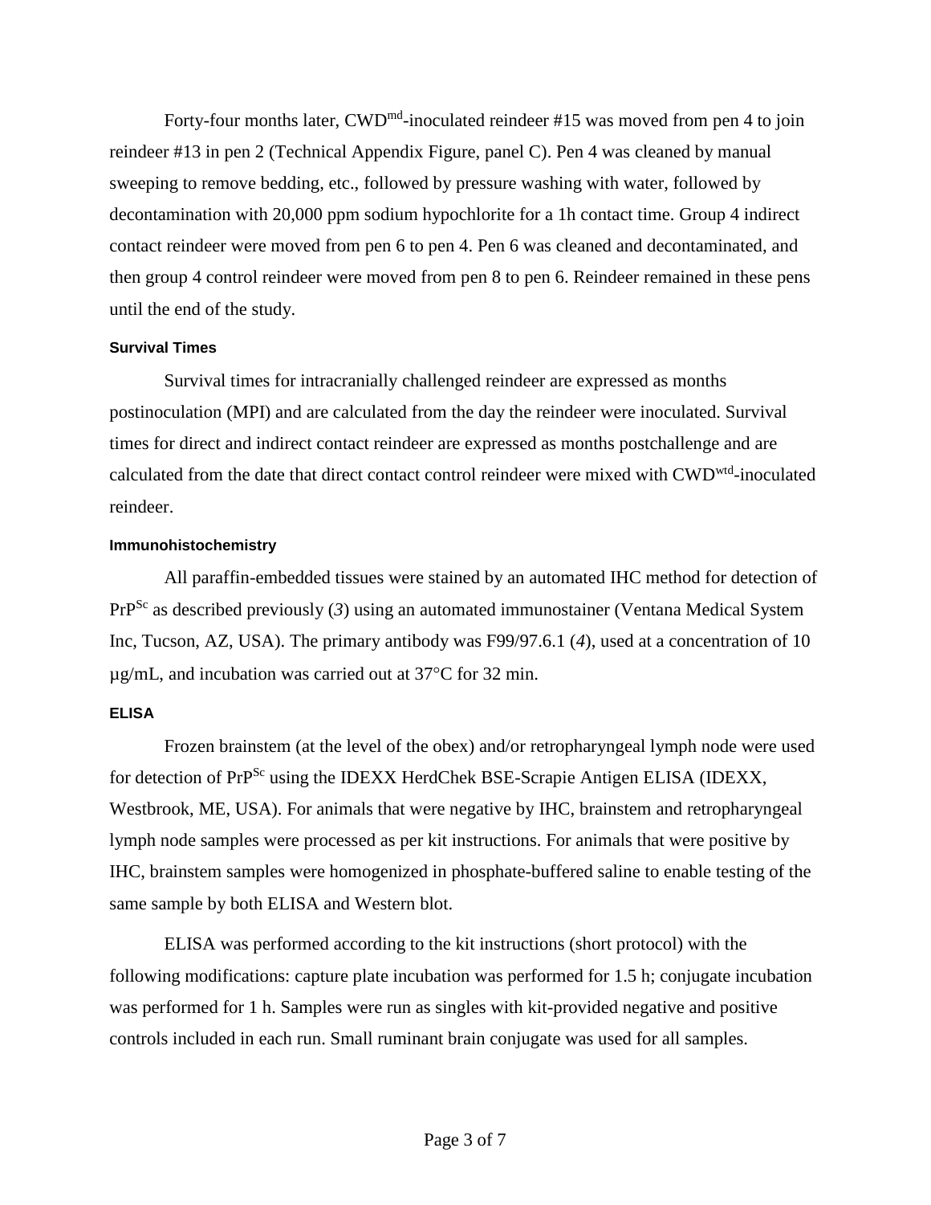Forty-four months later, CWD$^{md}$-inoculated reindeer #15 was moved from pen 4 to join reindeer #13 in pen 2 (Technical Appendix Figure, panel C). Pen 4 was cleaned by manual sweeping to remove bedding, etc., followed by pressure washing with water, followed by decontamination with 20,000 ppm sodium hypochlorite for a 1h contact time. Group 4 indirect contact reindeer were moved from pen 6 to pen 4. Pen 6 was cleaned and decontaminated, and then group 4 control reindeer were moved from pen 8 to pen 6. Reindeer remained in these pens until the end of the study.

#### Survival Times

Survival times for intracranially challenged reindeer are expressed as months postinoculation (MPI) and are calculated from the day the reindeer were inoculated. Survival times for direct and indirect contact reindeer are expressed as months postchallenge and are calculated from the date that direct contact control reindeer were mixed with CWD$^{wtd}$-inoculated reindeer.

#### Immunohistochemistry

All paraffin-embedded tissues were stained by an automated IHC method for detection of PrP$^{Sc}$ as described previously (*3*) using an automated immunostainer (Ventana Medical System Inc, Tucson, AZ, USA). The primary antibody was F99/97.6.1 (*4*), used at a concentration of 10 µg/mL, and incubation was carried out at 37°C for 32 min.

#### ELISA

Frozen brainstem (at the level of the obex) and/or retropharyngeal lymph node were used for detection of PrP$^{Sc}$ using the IDEXX HerdChek BSE-Scrapie Antigen ELISA (IDEXX, Westbrook, ME, USA). For animals that were negative by IHC, brainstem and retropharyngeal lymph node samples were processed as per kit instructions. For animals that were positive by IHC, brainstem samples were homogenized in phosphate-buffered saline to enable testing of the same sample by both ELISA and Western blot.

ELISA was performed according to the kit instructions (short protocol) with the following modifications: capture plate incubation was performed for 1.5 h; conjugate incubation was performed for 1 h. Samples were run as singles with kit-provided negative and positive controls included in each run. Small ruminant brain conjugate was used for all samples.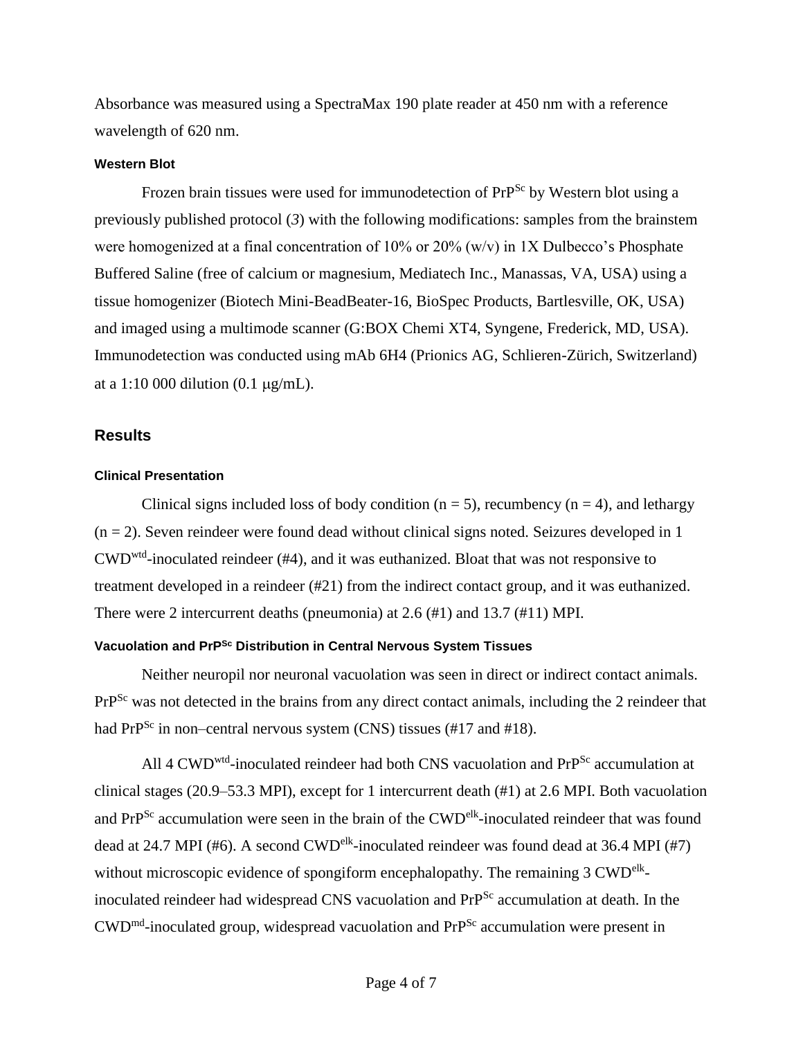Absorbance was measured using a SpectraMax 190 plate reader at 450 nm with a reference wavelength of 620 nm.

#### Western Blot

Frozen brain tissues were used for immunodetection of $PrP^{Sc}$ by Western blot using a previously published protocol (*3*) with the following modifications: samples from the brainstem were homogenized at a final concentration of 10% or 20% (w/v) in 1X Dulbecco's Phosphate Buffered Saline (free of calcium or magnesium, Mediatech Inc., Manassas, VA, USA) using a tissue homogenizer (Biotech Mini-BeadBeater-16, BioSpec Products, Bartlesville, OK, USA) and imaged using a multimode scanner (G:BOX Chemi XT4, Syngene, Frederick, MD, USA). Immunodetection was conducted using mAb 6H4 (Prionics AG, Schlieren-Zürich, Switzerland) at a 1:10 000 dilution (0.1 μg/mL).

## Results

#### Clinical Presentation

Clinical signs included loss of body condition (n = 5), recumbency (n = 4), and lethargy (n = 2). Seven reindeer were found dead without clinical signs noted. Seizures developed in 1 $CWD^{wtd}$-inoculated reindeer (#4), and it was euthanized. Bloat that was not responsive to treatment developed in a reindeer (#21) from the indirect contact group, and it was euthanized. There were 2 intercurrent deaths (pneumonia) at 2.6 (#1) and 13.7 (#11) MPI.

#### Vacuolation and $PrP^{Sc}$ Distribution in Central Nervous System Tissues

Neither neuropil nor neuronal vacuolation was seen in direct or indirect contact animals. $PrP^{Sc}$ was not detected in the brains from any direct contact animals, including the 2 reindeer that had $PrP^{Sc}$ in non–central nervous system (CNS) tissues (#17 and #18).

All 4 $CWD^{wtd}$-inoculated reindeer had both CNS vacuolation and $PrP^{Sc}$ accumulation at clinical stages (20.9–53.3 MPI), except for 1 intercurrent death (#1) at 2.6 MPI. Both vacuolation and $PrP^{Sc}$ accumulation were seen in the brain of the $CWD^{elk}$-inoculated reindeer that was found dead at 24.7 MPI (#6). A second $CWD^{elk}$-inoculated reindeer was found dead at 36.4 MPI (#7) without microscopic evidence of spongiform encephalopathy. The remaining 3 $CWD^{elk}$-inoculated reindeer had widespread CNS vacuolation and $PrP^{Sc}$ accumulation at death. In the $CWD^{md}$-inoculated group, widespread vacuolation and $PrP^{Sc}$ accumulation were present in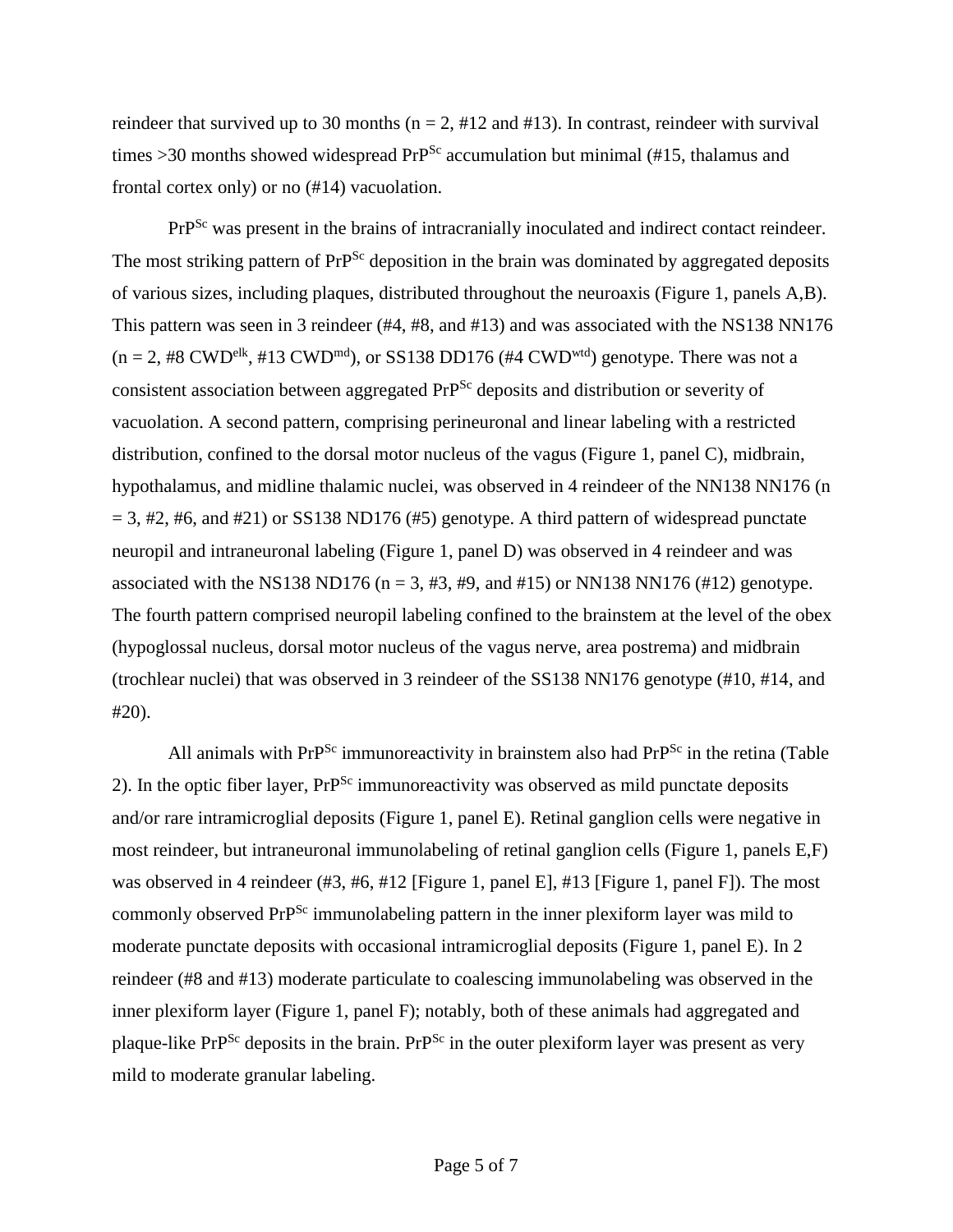reindeer that survived up to 30 months (n = 2, #12 and #13). In contrast, reindeer with survival times >30 months showed widespread $PrP^{Sc}$ accumulation but minimal (#15, thalamus and frontal cortex only) or no (#14) vacuolation.

$PrP^{Sc}$ was present in the brains of intracranially inoculated and indirect contact reindeer. The most striking pattern of $PrP^{Sc}$ deposition in the brain was dominated by aggregated deposits of various sizes, including plaques, distributed throughout the neuroaxis (Figure 1, panels A,B). This pattern was seen in 3 reindeer (#4, #8, and #13) and was associated with the NS138 NN176 (n = 2, #8 $CWD^{elk}$, #13 $CWD^{md}$), or SS138 DD176 (#4 $CWD^{wtd}$) genotype. There was not a consistent association between aggregated $PrP^{Sc}$ deposits and distribution or severity of vacuolation. A second pattern, comprising perineuronal and linear labeling with a restricted distribution, confined to the dorsal motor nucleus of the vagus (Figure 1, panel C), midbrain, hypothalamus, and midline thalamic nuclei, was observed in 4 reindeer of the NN138 NN176 (n = 3, #2, #6, and #21) or SS138 ND176 (#5) genotype. A third pattern of widespread punctate neuropil and intraneuronal labeling (Figure 1, panel D) was observed in 4 reindeer and was associated with the NS138 ND176 (n = 3, #3, #9, and #15) or NN138 NN176 (#12) genotype. The fourth pattern comprised neuropil labeling confined to the brainstem at the level of the obex (hypoglossal nucleus, dorsal motor nucleus of the vagus nerve, area postrema) and midbrain (trochlear nuclei) that was observed in 3 reindeer of the SS138 NN176 genotype (#10, #14, and #20).

All animals with $PrP^{Sc}$ immunoreactivity in brainstem also had $PrP^{Sc}$ in the retina (Table 2). In the optic fiber layer, $PrP^{Sc}$ immunoreactivity was observed as mild punctate deposits and/or rare intramicroglial deposits (Figure 1, panel E). Retinal ganglion cells were negative in most reindeer, but intraneuronal immunolabeling of retinal ganglion cells (Figure 1, panels E,F) was observed in 4 reindeer (#3, #6, #12 [Figure 1, panel E], #13 [Figure 1, panel F]). The most commonly observed $PrP^{Sc}$ immunolabeling pattern in the inner plexiform layer was mild to moderate punctate deposits with occasional intramicroglial deposits (Figure 1, panel E). In 2 reindeer (#8 and #13) moderate particulate to coalescing immunolabeling was observed in the inner plexiform layer (Figure 1, panel F); notably, both of these animals had aggregated and plaque-like $PrP^{Sc}$ deposits in the brain. $PrP^{Sc}$ in the outer plexiform layer was present as very mild to moderate granular labeling.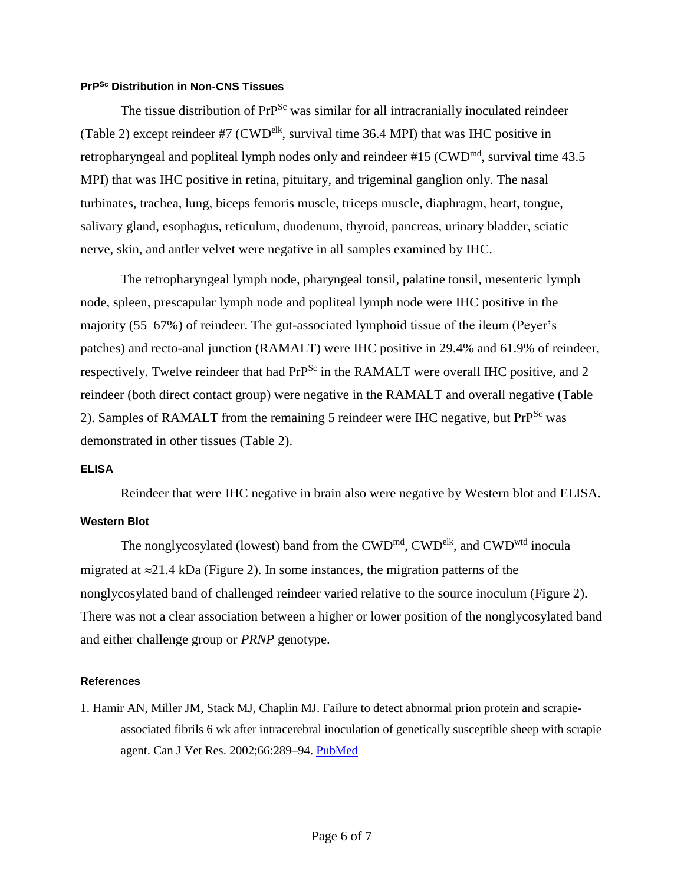### $PrP^{Sc}$ Distribution in Non-CNS Tissues

The tissue distribution of $PrP^{Sc}$ was similar for all intracranially inoculated reindeer (Table 2) except reindeer #7 ($CWD^{elk}$, survival time 36.4 MPI) that was IHC positive in retropharyngeal and popliteal lymph nodes only and reindeer #15 ($CWD^{md}$, survival time 43.5 MPI) that was IHC positive in retina, pituitary, and trigeminal ganglion only. The nasal turbinates, trachea, lung, biceps femoris muscle, triceps muscle, diaphragm, heart, tongue, salivary gland, esophagus, reticulum, duodenum, thyroid, pancreas, urinary bladder, sciatic nerve, skin, and antler velvet were negative in all samples examined by IHC.

The retropharyngeal lymph node, pharyngeal tonsil, palatine tonsil, mesenteric lymph node, spleen, prescapular lymph node and popliteal lymph node were IHC positive in the majority (55–67%) of reindeer. The gut-associated lymphoid tissue of the ileum (Peyer's patches) and recto-anal junction (RAMALT) were IHC positive in 29.4% and 61.9% of reindeer, respectively. Twelve reindeer that had $PrP^{Sc}$ in the RAMALT were overall IHC positive, and 2 reindeer (both direct contact group) were negative in the RAMALT and overall negative (Table 2). Samples of RAMALT from the remaining 5 reindeer were IHC negative, but $PrP^{Sc}$ was demonstrated in other tissues (Table 2).

### ELISA

Reindeer that were IHC negative in brain also were negative by Western blot and ELISA.

### Western Blot

The nonglycosylated (lowest) band from the $CWD^{md}$, $CWD^{elk}$, and $CWD^{wtd}$ inocula migrated at ≈21.4 kDa (Figure 2). In some instances, the migration patterns of the nonglycosylated band of challenged reindeer varied relative to the source inoculum (Figure 2). There was not a clear association between a higher or lower position of the nonglycosylated band and either challenge group or *PRNP* genotype.

### References

1. Hamir AN, Miller JM, Stack MJ, Chaplin MJ. Failure to detect abnormal prion protein and scrapie-associated fibrils 6 wk after intracerebral inoculation of genetically susceptible sheep with scrapie agent. Can J Vet Res. 2002;66:289–94. PubMed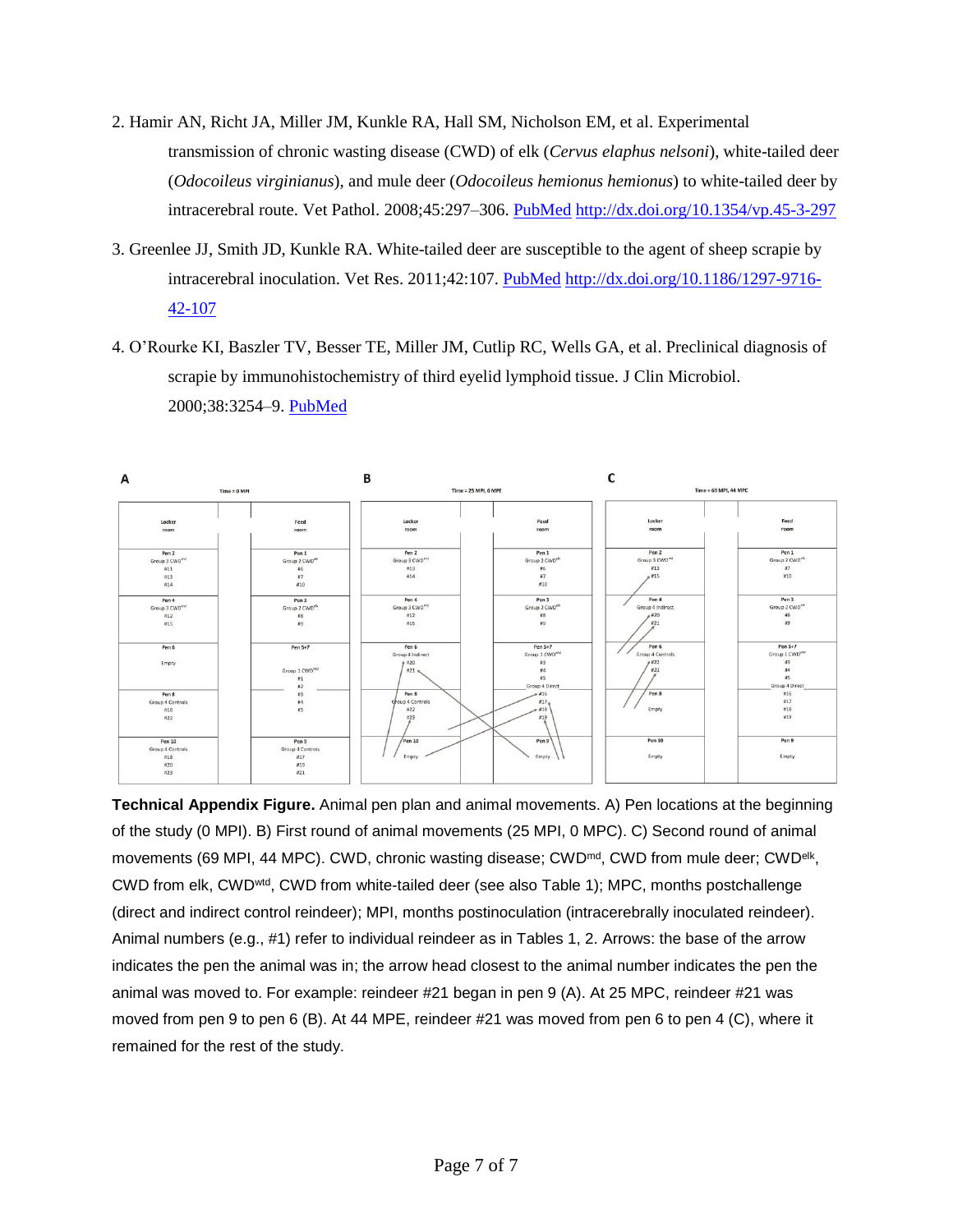2. Hamir AN, Richt JA, Miller JM, Kunkle RA, Hall SM, Nicholson EM, et al. Experimental transmission of chronic wasting disease (CWD) of elk (*Cervus elaphus nelsoni*), white-tailed deer (*Odocoileus virginianus*), and mule deer (*Odocoileus hemionus hemionus*) to white-tailed deer by intracerebral route. Vet Pathol. 2008;45:297–306. PubMed http://dx.doi.org/10.1354/vp.45-3-297

3. Greenlee JJ, Smith JD, Kunkle RA. White-tailed deer are susceptible to the agent of sheep scrapie by intracerebral inoculation. Vet Res. 2011;42:107. PubMed http://dx.doi.org/10.1186/1297-9716-42-107

4. O'Rourke KI, Baszler TV, Besser TE, Miller JM, Cutlip RC, Wells GA, et al. Preclinical diagnosis of scrapie by immunohistochemistry of third eyelid lymphoid tissue. J Clin Microbiol. 2000;38:3254–9. PubMed

A

Time = 0 MPI

Locker room

Feed room

Pen 2 Group 3 CWD$^{md}$ #11 #13 #14

Pen 1 Group 2 CWD$^{elk}$ #6 #7 #10

Pen 4 Group 3 CWD$^{md}$ #12 #15

Pen 3 Group 2 CWD$^{elk}$ #8 #9

Pen 6 Empty

Pen 5+7 Group 1 CWD$^{wtd}$ #1 #2 #3 #4 #5

Pen 8 Group 4 Controls #16 #22

Pen 10 Group 4 Controls #18 #20 #23

Pen 9 Group 4 Controls #17 #19 #21

B

Time = 25 MPI, 0 MPE

Locker room

Feed room

Pen 2 Group 3 CWD$^{md}$ #13 #14

Pen 1 Group 2 CWD$^{elk}$ #6 #7 #10

Pen 4 Group 3 CWD$^{md}$ #12 #15

Pen 3 Group 2 CWD$^{elk}$ #8 #9

Pen 6 Group 4 Indirect #20 #21

Pen 5+7 Group 1 CWD$^{wtd}$ #3 #4 #5 Group 4 Direct #16 #17 #18 #19

Pen 8 Group 4 Controls #22 #23

Pen 10 Empty

Pen 9 Empty

C

Time = 69 MPI, 44 MPC

Locker room

Feed room

Pen 2 Group 3 CWD$^{md}$ #13 #15

Pen 1 Group 2 CWD$^{elk}$ #7 #10

Pen 4 Group 4 Indirect #20 #21

Pen 3 Group 2 CWD$^{elk}$ #8 #9

Pen 6 Group 4 Controls #22 #23

Pen 5+7 Group 1 CWD$^{wtd}$ #3 #4 #5 Group 4 Direct #16 #17 #18 #19

Pen 8 Empty

Pen 10 Empty

Pen 9 Empty

**Technical Appendix Figure.** Animal pen plan and animal movements. A) Pen locations at the beginning of the study (0 MPI). B) First round of animal movements (25 MPI, 0 MPC). C) Second round of animal movements (69 MPI, 44 MPC). CWD, chronic wasting disease; CWD$^{md}$, CWD from mule deer; CWD$^{elk}$, CWD from elk, CWD$^{wtd}$, CWD from white-tailed deer (see also Table 1); MPC, months postchallenge (direct and indirect control reindeer); MPI, months postinoculation (intracerebrally inoculated reindeer). Animal numbers (e.g., #1) refer to individual reindeer as in Tables 1, 2. Arrows: the base of the arrow indicates the pen the animal was in; the arrow head closest to the animal number indicates the pen the animal was moved to. For example: reindeer #21 began in pen 9 (A). At 25 MPC, reindeer #21 was moved from pen 9 to pen 6 (B). At 44 MPE, reindeer #21 was moved from pen 6 to pen 4 (C), where it remained for the rest of the study.